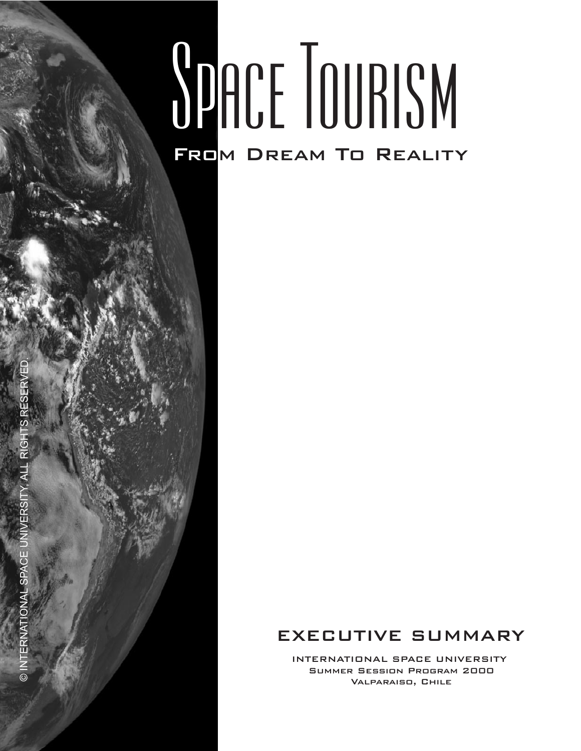# Space Tourism

## From Dream To Reality

© INTERNATIONAL SPACE UNIVERSITY, ALL RIGHTS RESERVED

## EXECUTIVE SUMMARY

INTERNATIONAL SPACE UNIVERSITY
Summer Session Program 2000
Valparaiso, Chile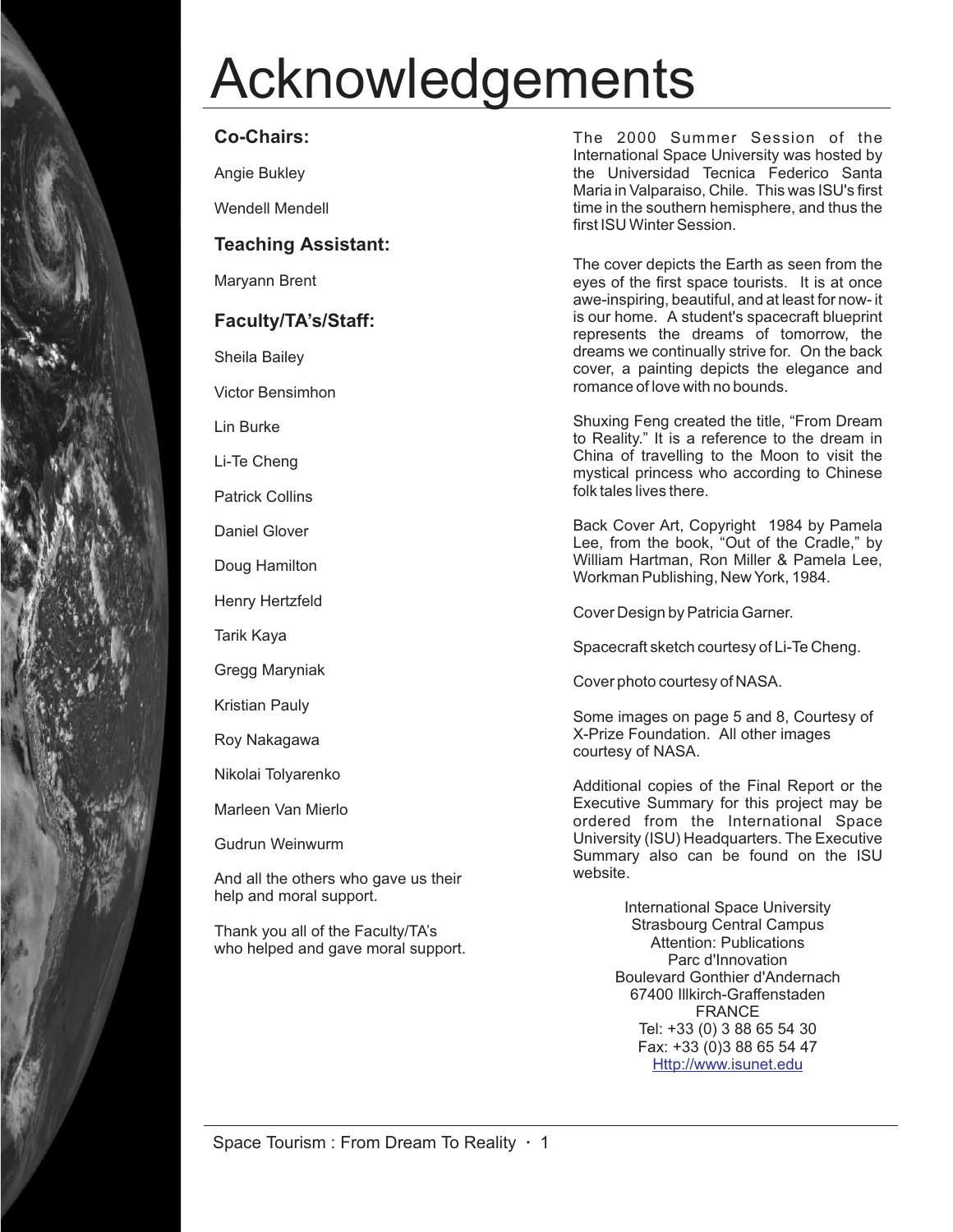# Acknowledgements

### Co-Chairs:

Angie Bukley

Wendell Mendell

### Teaching Assistant:

Maryann Brent

### Faculty/TA's/Staff:

Sheila Bailey

Victor Bensimhon

Lin Burke

Li-Te Cheng

Patrick Collins

Daniel Glover

Doug Hamilton

Henry Hertzfeld

Tarik Kaya

Gregg Maryniak

Kristian Pauly

Roy Nakagawa

Nikolai Tolyarenko

Marleen Van Mierlo

Gudrun Weinwurm

And all the others who gave us their help and moral support.

Thank you all of the Faculty/TA's who helped and gave moral support.

The 2000 Summer Session of the International Space University was hosted by the Universidad Tecnica Federico Santa Maria in Valparaiso, Chile. This was ISU's first time in the southern hemisphere, and thus the first ISU Winter Session.

The cover depicts the Earth as seen from the eyes of the first space tourists. It is at once awe-inspiring, beautiful, and at least for now- it is our home. A student's spacecraft blueprint represents the dreams of tomorrow, the dreams we continually strive for. On the back cover, a painting depicts the elegance and romance of love with no bounds.

Shuxing Feng created the title, "From Dream to Reality." It is a reference to the dream in China of travelling to the Moon to visit the mystical princess who according to Chinese folk tales lives there.

Back Cover Art, Copyright 1984 by Pamela Lee, from the book, "Out of the Cradle," by William Hartman, Ron Miller & Pamela Lee, Workman Publishing, New York, 1984.

Cover Design by Patricia Garner.

Spacecraft sketch courtesy of Li-Te Cheng.

Cover photo courtesy of NASA.

Some images on page 5 and 8, Courtesy of X-Prize Foundation. All other images courtesy of NASA.

Additional copies of the Final Report or the Executive Summary for this project may be ordered from the International Space University (ISU) Headquarters. The Executive Summary also can be found on the ISU website.

International Space University
Strasbourg Central Campus
Attention: Publications
Parc d'Innovation
Boulevard Gonthier d'Andernach
67400 Illkirch-Graffenstaden
FRANCE
Tel: +33 (0) 3 88 65 54 30
Fax: +33 (0)3 88 65 54 47
Http://www.isunet.edu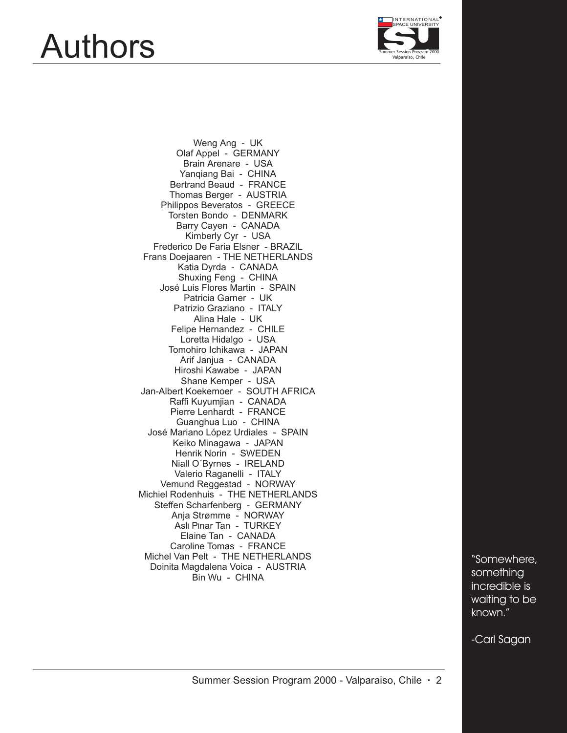# Authors

Weng Ang - UK
Olaf Appel - GERMANY
Brain Arenare - USA
Yanqiang Bai - CHINA
Bertrand Beaud - FRANCE
Thomas Berger - AUSTRIA
Philippos Beveratos - GREECE
Torsten Bondo - DENMARK
Barry Cayen - CANADA
Kimberly Cyr - USA
Frederico De Faria Elsner - BRAZIL
Frans Doejaaren - THE NETHERLANDS
Katia Dyrda - CANADA
Shuxing Feng - CHINA
José Luis Flores Martin - SPAIN
Patricia Garner - UK
Patrizio Graziano - ITALY
Alina Hale - UK
Felipe Hernandez - CHILE
Loretta Hidalgo - USA
Tomohiro Ichikawa - JAPAN
Arif Janjua - CANADA
Hiroshi Kawabe - JAPAN
Shane Kemper - USA
Jan-Albert Koekemoer - SOUTH AFRICA
Raffi Kuyumjian - CANADA
Pierre Lenhardt - FRANCE
Guanghua Luo - CHINA
José Mariano López Urdiales - SPAIN
Keiko Minagawa - JAPAN
Henrik Norin - SWEDEN
Niall O´Byrnes - IRELAND
Valerio Raganelli - ITALY
Vemund Reggestad - NORWAY
Michiel Rodenhuis - THE NETHERLANDS
Steffen Scharfenberg - GERMANY
Anja Strømme - NORWAY
Aslı Pınar Tan - TURKEY
Elaine Tan - CANADA
Caroline Tomas - FRANCE
Michel Van Pelt - THE NETHERLANDS
Doinita Magdalena Voica - AUSTRIA
Bin Wu - CHINA

"Somewhere, something incredible is waiting to be known."

-Carl Sagan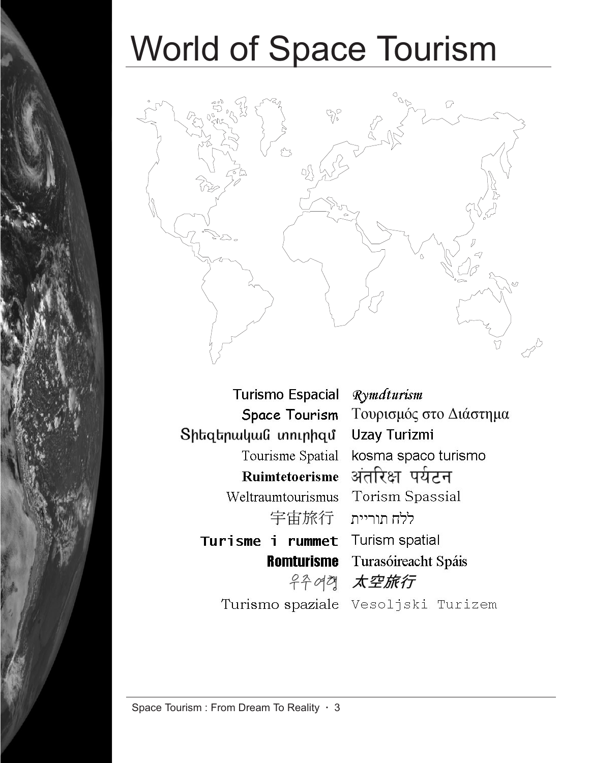# World of Space Tourism

Turismo Espacial

*Rymdturism*

Space Tourism

Τουρισμός στο Διάστημα

Տիեզերական տուրիզմ

Uzay Turizmi

Tourisme Spatial

kosma spaco turismo

**Ruimtetoerisme**

अंतरिक्ष पर्यटन

Weltraumtourismus

Torism Spassial

宇宙旅行

תיירות חלל

**Turisme i rummet**

Turism spatial

**Romturisme**

Turasóireacht Spáis

우주여행

*太空旅行*

Turismo spaziale

Vesoljski Turizem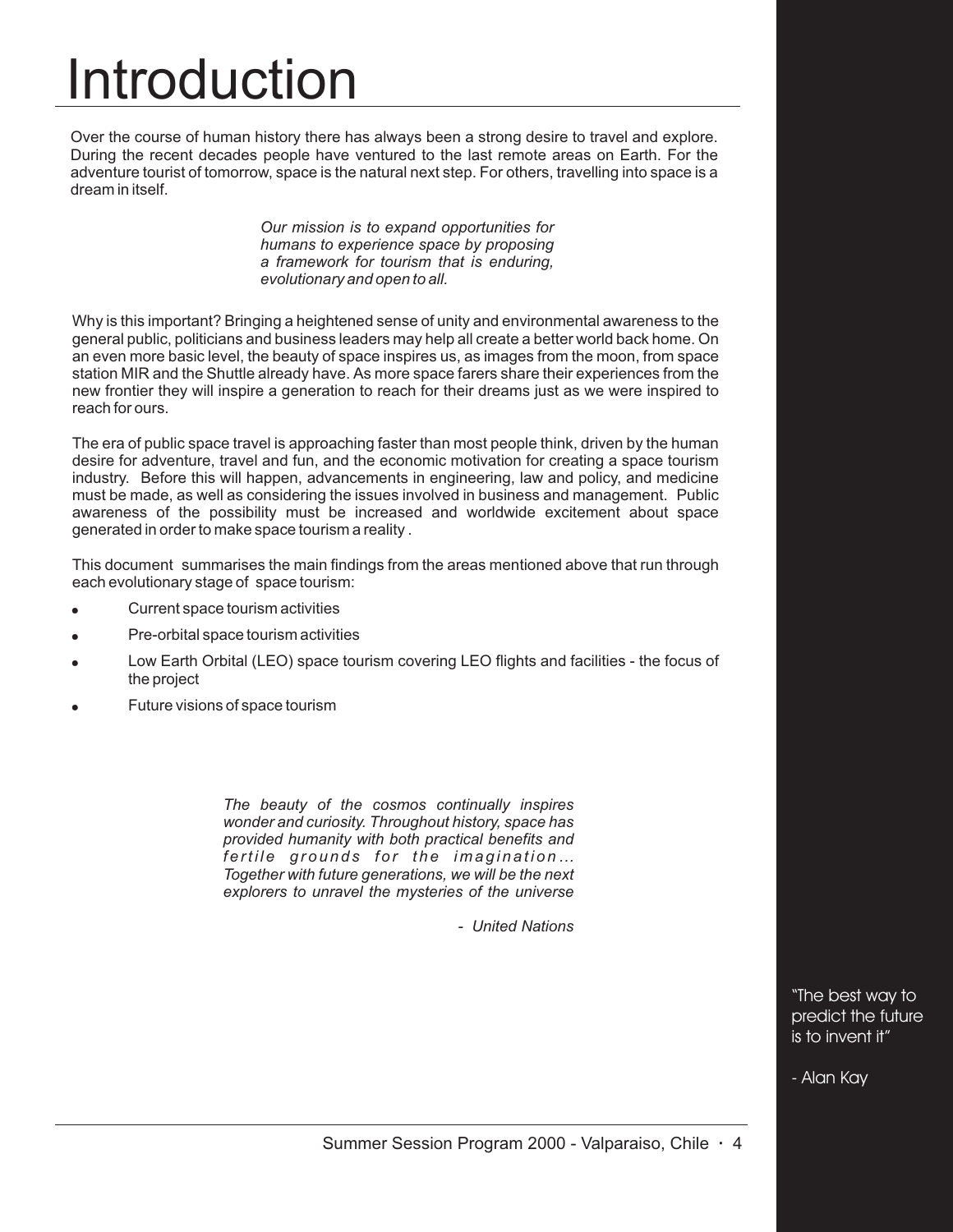# Introduction

Over the course of human history there has always been a strong desire to travel and explore. During the recent decades people have ventured to the last remote areas on Earth. For the adventure tourist of tomorrow, space is the natural next step. For others, travelling into space is a dream in itself.

> *Our mission is to expand opportunities for humans to experience space by proposing a framework for tourism that is enduring, evolutionary and open to all.*

Why is this important? Bringing a heightened sense of unity and environmental awareness to the general public, politicians and business leaders may help all create a better world back home. On an even more basic level, the beauty of space inspires us, as images from the moon, from space station MIR and the Shuttle already have. As more space farers share their experiences from the new frontier they will inspire a generation to reach for their dreams just as we were inspired to reach for ours.

The era of public space travel is approaching faster than most people think, driven by the human desire for adventure, travel and fun, and the economic motivation for creating a space tourism industry. Before this will happen, advancements in engineering, law and policy, and medicine must be made, as well as considering the issues involved in business and management. Public awareness of the possibility must be increased and worldwide excitement about space generated in order to make space tourism a reality .

This document summarises the main findings from the areas mentioned above that run through each evolutionary stage of space tourism:

- Current space tourism activities
- Pre-orbital space tourism activities
- Low Earth Orbital (LEO) space tourism covering LEO flights and facilities - the focus of the project
- Future visions of space tourism

> *The beauty of the cosmos continually inspires wonder and curiosity. Throughout history, space has provided humanity with both practical benefits and fertile grounds for the imagination... Together with future generations, we will be the next explorers to unravel the mysteries of the universe*
>
> *- United Nations*

"The best way to predict the future is to invent it"

- Alan Kay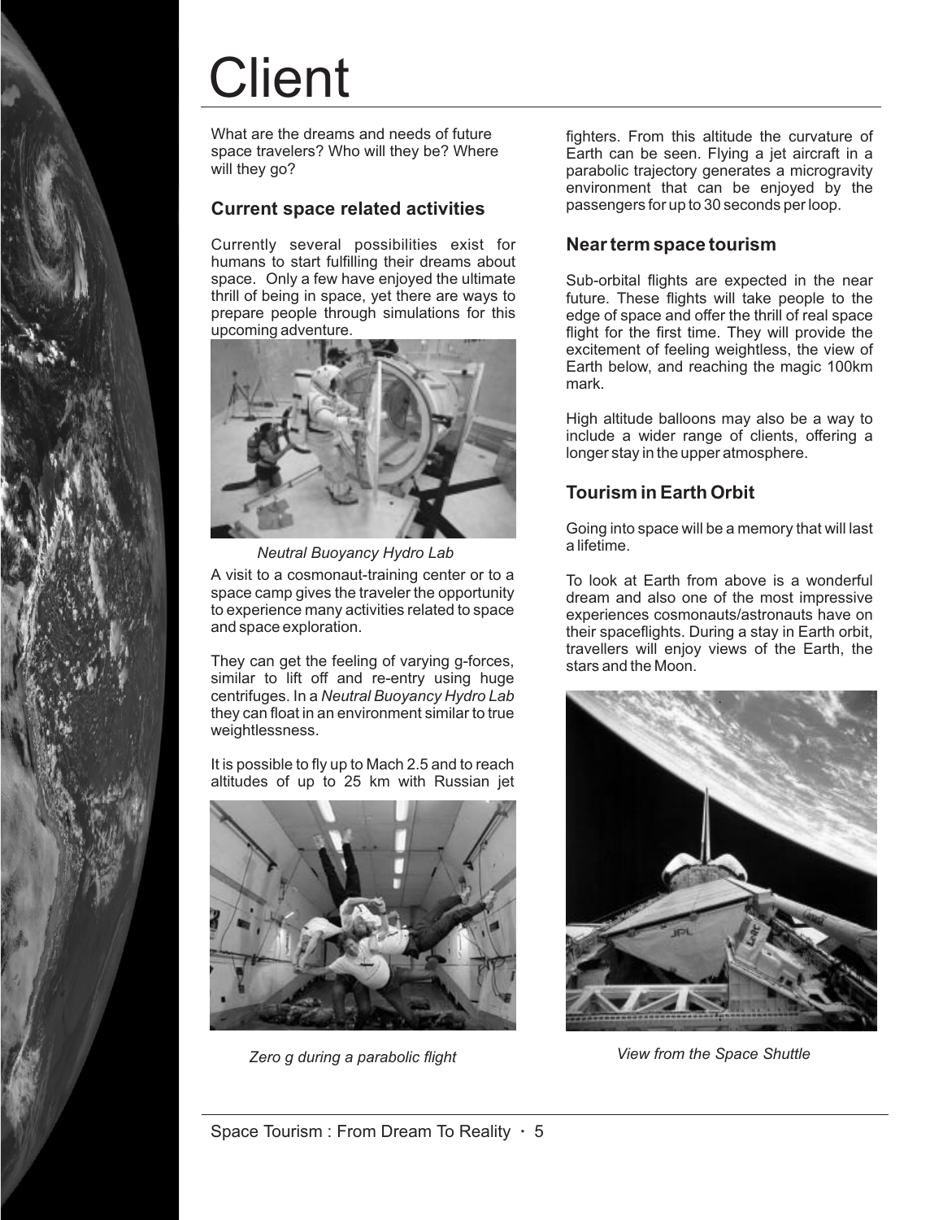# Client

What are the dreams and needs of future space travelers? Who will they be? Where will they go?

## Current space related activities

Currently several possibilities exist for humans to start fulfilling their dreams about space. Only a few have enjoyed the ultimate thrill of being in space, yet there are ways to prepare people through simulations for this upcoming adventure.

*Neutral Buoyancy Hydro Lab*

A visit to a cosmonaut-training center or to a space camp gives the traveler the opportunity to experience many activities related to space and space exploration.

They can get the feeling of varying g-forces, similar to lift off and re-entry using huge centrifuges. In a *Neutral Buoyancy Hydro Lab* they can float in an environment similar to true weightlessness.

It is possible to fly up to Mach 2.5 and to reach altitudes of up to 25 km with Russian jet fighters. From this altitude the curvature of Earth can be seen. Flying a jet aircraft in a parabolic trajectory generates a microgravity environment that can be enjoyed by the passengers for up to 30 seconds per loop.

*Zero g during a parabolic flight*

## Near term space tourism

Sub-orbital flights are expected in the near future. These flights will take people to the edge of space and offer the thrill of real space flight for the first time. They will provide the excitement of feeling weightless, the view of Earth below, and reaching the magic 100km mark.

High altitude balloons may also be a way to include a wider range of clients, offering a longer stay in the upper atmosphere.

## Tourism in Earth Orbit

Going into space will be a memory that will last a lifetime.

To look at Earth from above is a wonderful dream and also one of the most impressive experiences cosmonauts/astronauts have on their spaceflights. During a stay in Earth orbit, travellers will enjoy views of the Earth, the stars and the Moon.

*View from the Space Shuttle*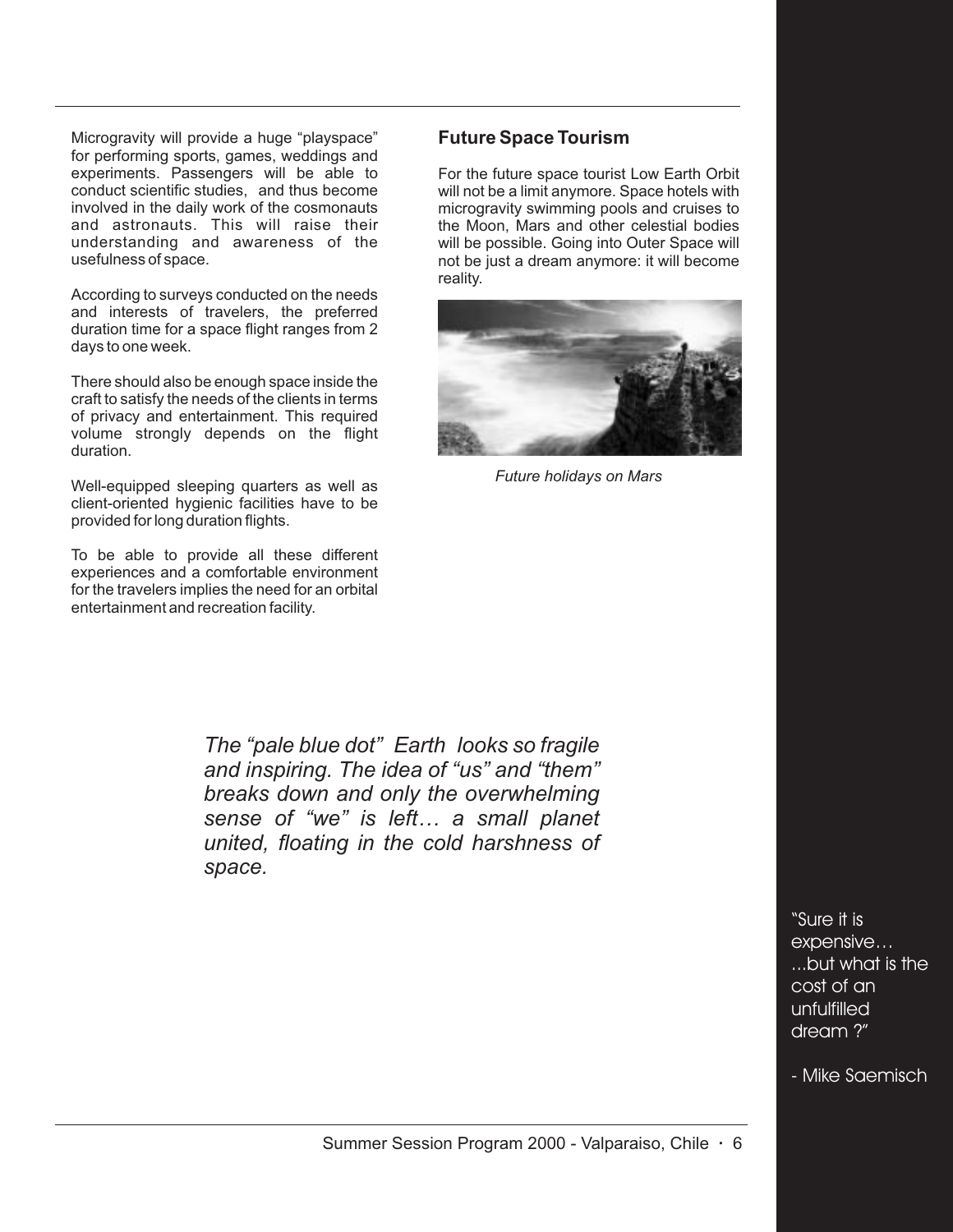Microgravity will provide a huge “playspace” for performing sports, games, weddings and experiments. Passengers will be able to conduct scientific studies, and thus become involved in the daily work of the cosmonauts and astronauts. This will raise their understanding and awareness of the usefulness of space.

According to surveys conducted on the needs and interests of travelers, the preferred duration time for a space flight ranges from 2 days to one week.

There should also be enough space inside the craft to satisfy the needs of the clients in terms of privacy and entertainment. This required volume strongly depends on the flight duration.

Well-equipped sleeping quarters as well as client-oriented hygienic facilities have to be provided for long duration flights.

To be able to provide all these different experiences and a comfortable environment for the travelers implies the need for an orbital entertainment and recreation facility.

## Future Space Tourism

For the future space tourist Low Earth Orbit will not be a limit anymore. Space hotels with microgravity swimming pools and cruises to the Moon, Mars and other celestial bodies will be possible. Going into Outer Space will not be just a dream anymore: it will become reality.

*Future holidays on Mars*

*The “pale blue dot” Earth looks so fragile and inspiring. The idea of “us” and “them” breaks down and only the overwhelming sense of “we” is left… a small planet united, floating in the cold harshness of space.*

“Sure it is expensive… ...but what is the cost of an unfulfilled dream ?”

- Mike Saemisch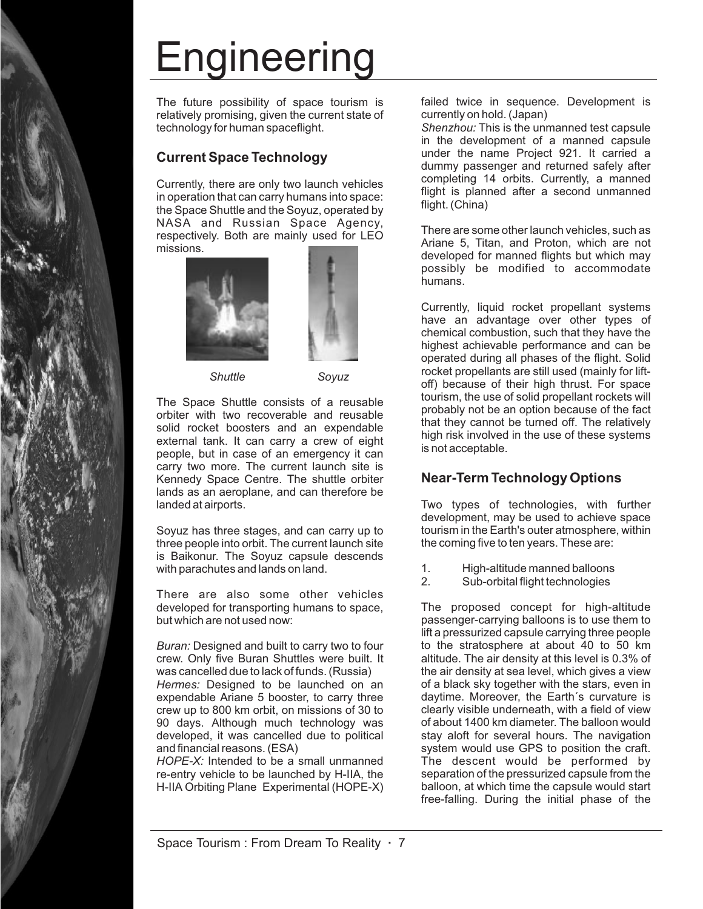# Engineering

The future possibility of space tourism is relatively promising, given the current state of technology for human spaceflight.

## Current Space Technology

Currently, there are only two launch vehicles in operation that can carry humans into space: the Space Shuttle and the Soyuz, operated by NASA and Russian Space Agency, respectively. Both are mainly used for LEO missions.

*Shuttle* *Soyuz*

The Space Shuttle consists of a reusable orbiter with two recoverable and reusable solid rocket boosters and an expendable external tank. It can carry a crew of eight people, but in case of an emergency it can carry two more. The current launch site is Kennedy Space Centre. The shuttle orbiter lands as an aeroplane, and can therefore be landed at airports.

Soyuz has three stages, and can carry up to three people into orbit. The current launch site is Baikonur. The Soyuz capsule descends with parachutes and lands on land.

There are also some other vehicles developed for transporting humans to space, but which are not used now:

*Buran:* Designed and built to carry two to four crew. Only five Buran Shuttles were built. It was cancelled due to lack of funds. (Russia)
*Hermes:* Designed to be launched on an expendable Ariane 5 booster, to carry three crew up to 800 km orbit, on missions of 30 to 90 days. Although much technology was developed, it was cancelled due to political and financial reasons. (ESA)
*HOPE-X:* Intended to be a small unmanned re-entry vehicle to be launched by H-IIA, the H-IIA Orbiting Plane Experimental (HOPE-X) failed twice in sequence. Development is currently on hold. (Japan)
*Shenzhou:* This is the unmanned test capsule in the development of a manned capsule under the name Project 921. It carried a dummy passenger and returned safely after completing 14 orbits. Currently, a manned flight is planned after a second unmanned flight. (China)

There are some other launch vehicles, such as Ariane 5, Titan, and Proton, which are not developed for manned flights but which may possibly be modified to accommodate humans.

Currently, liquid rocket propellant systems have an advantage over other types of chemical combustion, such that they have the highest achievable performance and can be operated during all phases of the flight. Solid rocket propellants are still used (mainly for lift-off) because of their high thrust. For space tourism, the use of solid propellant rockets will probably not be an option because of the fact that they cannot be turned off. The relatively high risk involved in the use of these systems is not acceptable.

## Near-Term Technology Options

Two types of technologies, with further development, may be used to achieve space tourism in the Earth's outer atmosphere, within the coming five to ten years. These are:

1. High-altitude manned balloons
2. Sub-orbital flight technologies

The proposed concept for high-altitude passenger-carrying balloons is to use them to lift a pressurized capsule carrying three people to the stratosphere at about 40 to 50 km altitude. The air density at this level is 0.3% of the air density at sea level, which gives a view of a black sky together with the stars, even in daytime. Moreover, the Earth´s curvature is clearly visible underneath, with a field of view of about 1400 km diameter. The balloon would stay aloft for several hours. The navigation system would use GPS to position the craft. The descent would be performed by separation of the pressurized capsule from the balloon, at which time the capsule would start free-falling. During the initial phase of the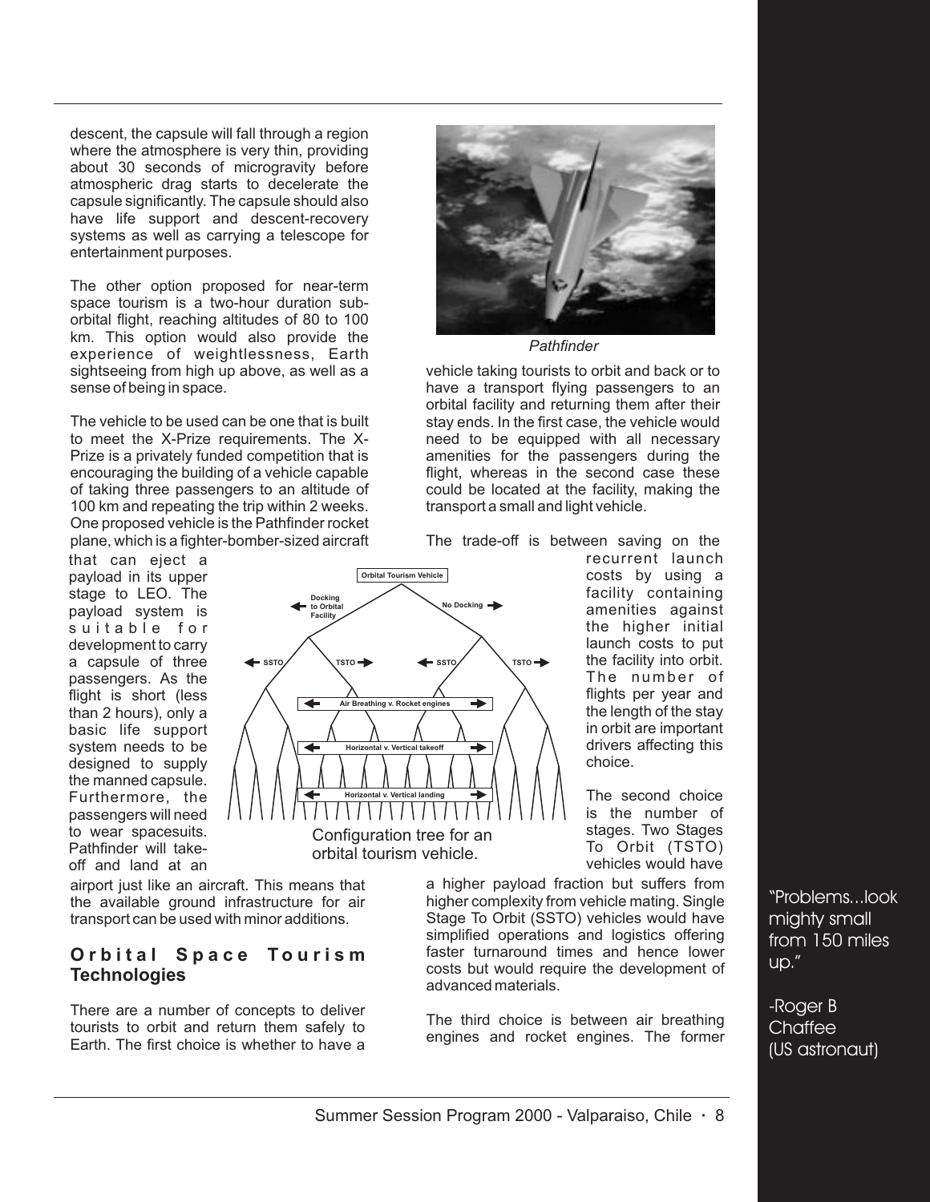descent, the capsule will fall through a region where the atmosphere is very thin, providing about 30 seconds of microgravity before atmospheric drag starts to decelerate the capsule significantly. The capsule should also have life support and descent-recovery systems as well as carrying a telescope for entertainment purposes.

The other option proposed for near-term space tourism is a two-hour duration sub-orbital flight, reaching altitudes of 80 to 100 km. This option would also provide the experience of weightlessness, Earth sightseeing from high up above, as well as a sense of being in space.

The vehicle to be used can be one that is built to meet the X-Prize requirements. The X-Prize is a privately funded competition that is encouraging the building of a vehicle capable of taking three passengers to an altitude of 100 km and repeating the trip within 2 weeks. One proposed vehicle is the Pathfinder rocket plane, which is a fighter-bomber-sized aircraft that can eject a payload in its upper stage to LEO. The payload system is suitable for development to carry a capsule of three passengers. As the flight is short (less than 2 hours), only a basic life support system needs to be designed to supply the manned capsule. Furthermore, the passengers will need to wear spacesuits. Pathfinder will take-off and land at an airport just like an aircraft. This means that the available ground infrastructure for air transport can be used with minor additions.

*Pathfinder*

## Orbital Space Tourism Technologies

There are a number of concepts to deliver tourists to orbit and return them safely to Earth. The first choice is whether to have a vehicle taking tourists to orbit and back or to have a transport flying passengers to an orbital facility and returning them after their stay ends. In the first case, the vehicle would need to be equipped with all necessary amenities for the passengers during the flight, whereas in the second case these could be located at the facility, making the transport a small and light vehicle.

The trade-off is between saving on the recurrent launch costs by using a facility containing amenities against the higher initial launch costs to put the facility into orbit. The number of flights per year and the length of the stay in orbit are important drivers affecting this choice.

Configuration tree for an orbital tourism vehicle.

The second choice is the number of stages. Two Stages To Orbit (TSTO) vehicles would have a higher payload fraction but suffers from higher complexity from vehicle mating. Single Stage To Orbit (SSTO) vehicles would have simplified operations and logistics offering faster turnaround times and hence lower costs but would require the development of advanced materials.

The third choice is between air breathing engines and rocket engines. The former

"Problems...look mighty small from 150 miles up."

-Roger B Chaffee (US astronaut)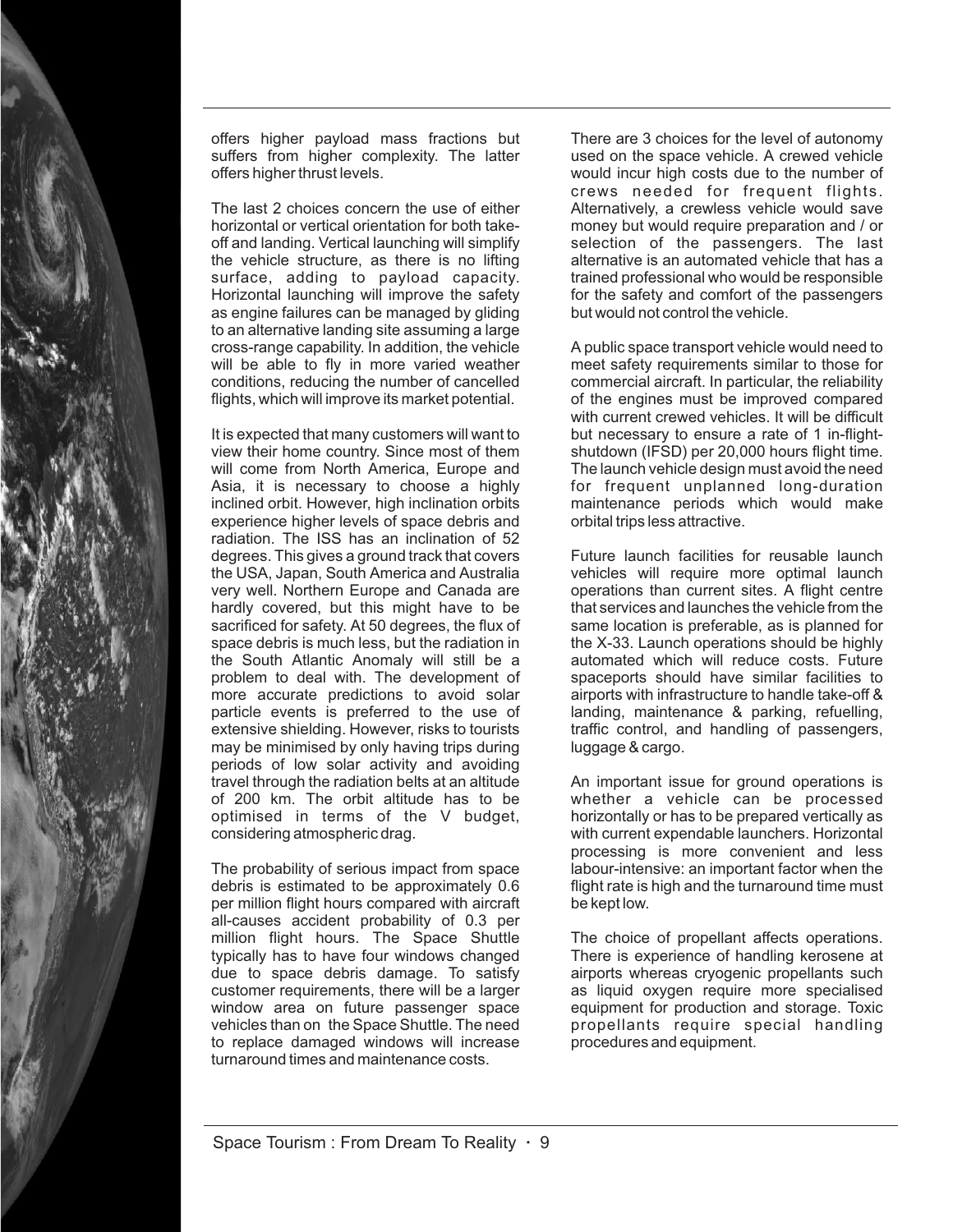offers higher payload mass fractions but suffers from higher complexity. The latter offers higher thrust levels.

The last 2 choices concern the use of either horizontal or vertical orientation for both take-off and landing. Vertical launching will simplify the vehicle structure, as there is no lifting surface, adding to payload capacity. Horizontal launching will improve the safety as engine failures can be managed by gliding to an alternative landing site assuming a large cross-range capability. In addition, the vehicle will be able to fly in more varied weather conditions, reducing the number of cancelled flights, which will improve its market potential.

It is expected that many customers will want to view their home country. Since most of them will come from North America, Europe and Asia, it is necessary to choose a highly inclined orbit. However, high inclination orbits experience higher levels of space debris and radiation. The ISS has an inclination of 52 degrees. This gives a ground track that covers the USA, Japan, South America and Australia very well. Northern Europe and Canada are hardly covered, but this might have to be sacrificed for safety. At 50 degrees, the flux of space debris is much less, but the radiation in the South Atlantic Anomaly will still be a problem to deal with. The development of more accurate predictions to avoid solar particle events is preferred to the use of extensive shielding. However, risks to tourists may be minimised by only having trips during periods of low solar activity and avoiding travel through the radiation belts at an altitude of 200 km. The orbit altitude has to be optimised in terms of the V budget, considering atmospheric drag.

The probability of serious impact from space debris is estimated to be approximately 0.6 per million flight hours compared with aircraft all-causes accident probability of 0.3 per million flight hours. The Space Shuttle typically has to have four windows changed due to space debris damage. To satisfy customer requirements, there will be a larger window area on future passenger space vehicles than on the Space Shuttle. The need to replace damaged windows will increase turnaround times and maintenance costs.

There are 3 choices for the level of autonomy used on the space vehicle. A crewed vehicle would incur high costs due to the number of crews needed for frequent flights. Alternatively, a crewless vehicle would save money but would require preparation and / or selection of the passengers. The last alternative is an automated vehicle that has a trained professional who would be responsible for the safety and comfort of the passengers but would not control the vehicle.

A public space transport vehicle would need to meet safety requirements similar to those for commercial aircraft. In particular, the reliability of the engines must be improved compared with current crewed vehicles. It will be difficult but necessary to ensure a rate of 1 in-flight-shutdown (IFSD) per 20,000 hours flight time. The launch vehicle design must avoid the need for frequent unplanned long-duration maintenance periods which would make orbital trips less attractive.

Future launch facilities for reusable launch vehicles will require more optimal launch operations than current sites. A flight centre that services and launches the vehicle from the same location is preferable, as is planned for the X-33. Launch operations should be highly automated which will reduce costs. Future spaceports should have similar facilities to airports with infrastructure to handle take-off & landing, maintenance & parking, refuelling, traffic control, and handling of passengers, luggage & cargo.

An important issue for ground operations is whether a vehicle can be processed horizontally or has to be prepared vertically as with current expendable launchers. Horizontal processing is more convenient and less labour-intensive: an important factor when the flight rate is high and the turnaround time must be kept low.

The choice of propellant affects operations. There is experience of handling kerosene at airports whereas cryogenic propellants such as liquid oxygen require more specialised equipment for production and storage. Toxic propellants require special handling procedures and equipment.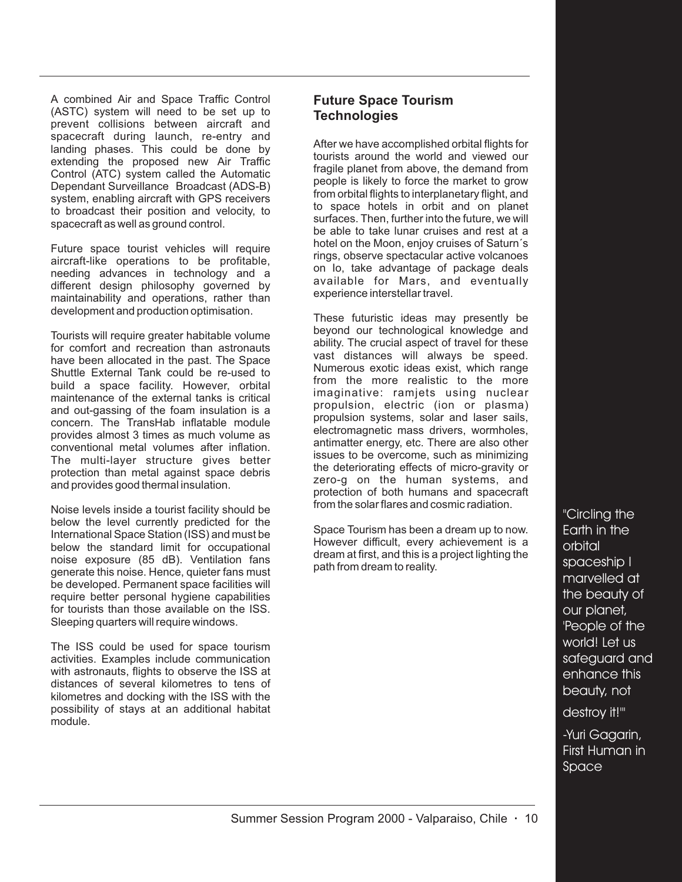A combined Air and Space Traffic Control (ASTC) system will need to be set up to prevent collisions between aircraft and spacecraft during launch, re-entry and landing phases. This could be done by extending the proposed new Air Traffic Control (ATC) system called the Automatic Dependant Surveillance Broadcast (ADS-B) system, enabling aircraft with GPS receivers to broadcast their position and velocity, to spacecraft as well as ground control.

Future space tourist vehicles will require aircraft-like operations to be profitable, needing advances in technology and a different design philosophy governed by maintainability and operations, rather than development and production optimisation.

Tourists will require greater habitable volume for comfort and recreation than astronauts have been allocated in the past. The Space Shuttle External Tank could be re-used to build a space facility. However, orbital maintenance of the external tanks is critical and out-gassing of the foam insulation is a concern. The TransHab inflatable module provides almost 3 times as much volume as conventional metal volumes after inflation. The multi-layer structure gives better protection than metal against space debris and provides good thermal insulation.

Noise levels inside a tourist facility should be below the level currently predicted for the International Space Station (ISS) and must be below the standard limit for occupational noise exposure (85 dB). Ventilation fans generate this noise. Hence, quieter fans must be developed. Permanent space facilities will require better personal hygiene capabilities for tourists than those available on the ISS. Sleeping quarters will require windows.

The ISS could be used for space tourism activities. Examples include communication with astronauts, flights to observe the ISS at distances of several kilometres to tens of kilometres and docking with the ISS with the possibility of stays at an additional habitat module.

## Future Space Tourism Technologies

After we have accomplished orbital flights for tourists around the world and viewed our fragile planet from above, the demand from people is likely to force the market to grow from orbital flights to interplanetary flight, and to space hotels in orbit and on planet surfaces. Then, further into the future, we will be able to take lunar cruises and rest at a hotel on the Moon, enjoy cruises of Saturn´s rings, observe spectacular active volcanoes on Io, take advantage of package deals available for Mars, and eventually experience interstellar travel.

These futuristic ideas may presently be beyond our technological knowledge and ability. The crucial aspect of travel for these vast distances will always be speed. Numerous exotic ideas exist, which range from the more realistic to the more imaginative: ramjets using nuclear propulsion, electric (ion or plasma) propulsion systems, solar and laser sails, electromagnetic mass drivers, wormholes, antimatter energy, etc. There are also other issues to be overcome, such as minimizing the deteriorating effects of micro-gravity or zero-g on the human systems, and protection of both humans and spacecraft from the solar flares and cosmic radiation.

Space Tourism has been a dream up to now. However difficult, every achievement is a dream at first, and this is a project lighting the path from dream to reality.

"Circling the Earth in the orbital spaceship I marvelled at the beauty of our planet, 'People of the world! Let us safeguard and enhance this beauty, not destroy it!'"

-Yuri Gagarin, First Human in Space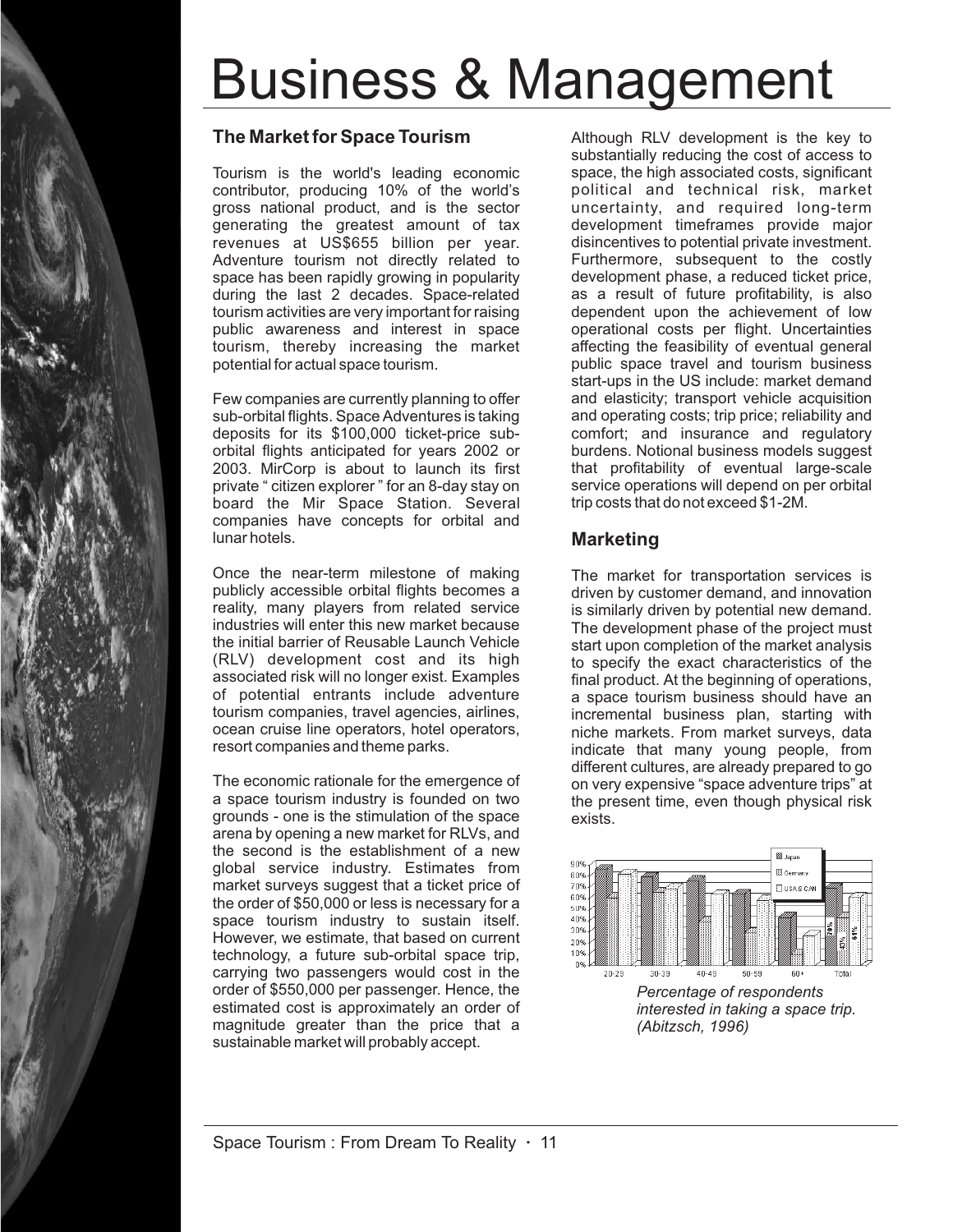# Business & Management

## The Market for Space Tourism

Tourism is the world's leading economic contributor, producing 10% of the world's gross national product, and is the sector generating the greatest amount of tax revenues at US$655 billion per year. Adventure tourism not directly related to space has been rapidly growing in popularity during the last 2 decades. Space-related tourism activities are very important for raising public awareness and interest in space tourism, thereby increasing the market potential for actual space tourism.

Few companies are currently planning to offer sub-orbital flights. Space Adventures is taking deposits for its $100,000 ticket-price sub-orbital flights anticipated for years 2002 or 2003. MirCorp is about to launch its first private " citizen explorer " for an 8-day stay on board the Mir Space Station. Several companies have concepts for orbital and lunar hotels.

Once the near-term milestone of making publicly accessible orbital flights becomes a reality, many players from related service industries will enter this new market because the initial barrier of Reusable Launch Vehicle (RLV) development cost and its high associated risk will no longer exist. Examples of potential entrants include adventure tourism companies, travel agencies, airlines, ocean cruise line operators, hotel operators, resort companies and theme parks.

The economic rationale for the emergence of a space tourism industry is founded on two grounds - one is the stimulation of the space arena by opening a new market for RLVs, and the second is the establishment of a new global service industry. Estimates from market surveys suggest that a ticket price of the order of $50,000 or less is necessary for a space tourism industry to sustain itself. However, we estimate, that based on current technology, a future sub-orbital space trip, carrying two passengers would cost in the order of $550,000 per passenger. Hence, the estimated cost is approximately an order of magnitude greater than the price that a sustainable market will probably accept.

Although RLV development is the key to substantially reducing the cost of access to space, the high associated costs, significant political and technical risk, market uncertainty, and required long-term development timeframes provide major disincentives to potential private investment. Furthermore, subsequent to the costly development phase, a reduced ticket price, as a result of future profitability, is also dependent upon the achievement of low operational costs per flight. Uncertainties affecting the feasibility of eventual general public space travel and tourism business start-ups in the US include: market demand and elasticity; transport vehicle acquisition and operating costs; trip price; reliability and comfort; and insurance and regulatory burdens. Notional business models suggest that profitability of eventual large-scale service operations will depend on per orbital trip costs that do not exceed $1-2M.

## Marketing

The market for transportation services is driven by customer demand, and innovation is similarly driven by potential new demand. The development phase of the project must start upon completion of the market analysis to specify the exact characteristics of the final product. At the beginning of operations, a space tourism business should have an incremental business plan, starting with niche markets. From market surveys, data indicate that many young people, from different cultures, are already prepared to go on very expensive "space adventure trips" at the present time, even though physical risk exists.

*Percentage of respondents interested in taking a space trip. (Abitzsch, 1996)*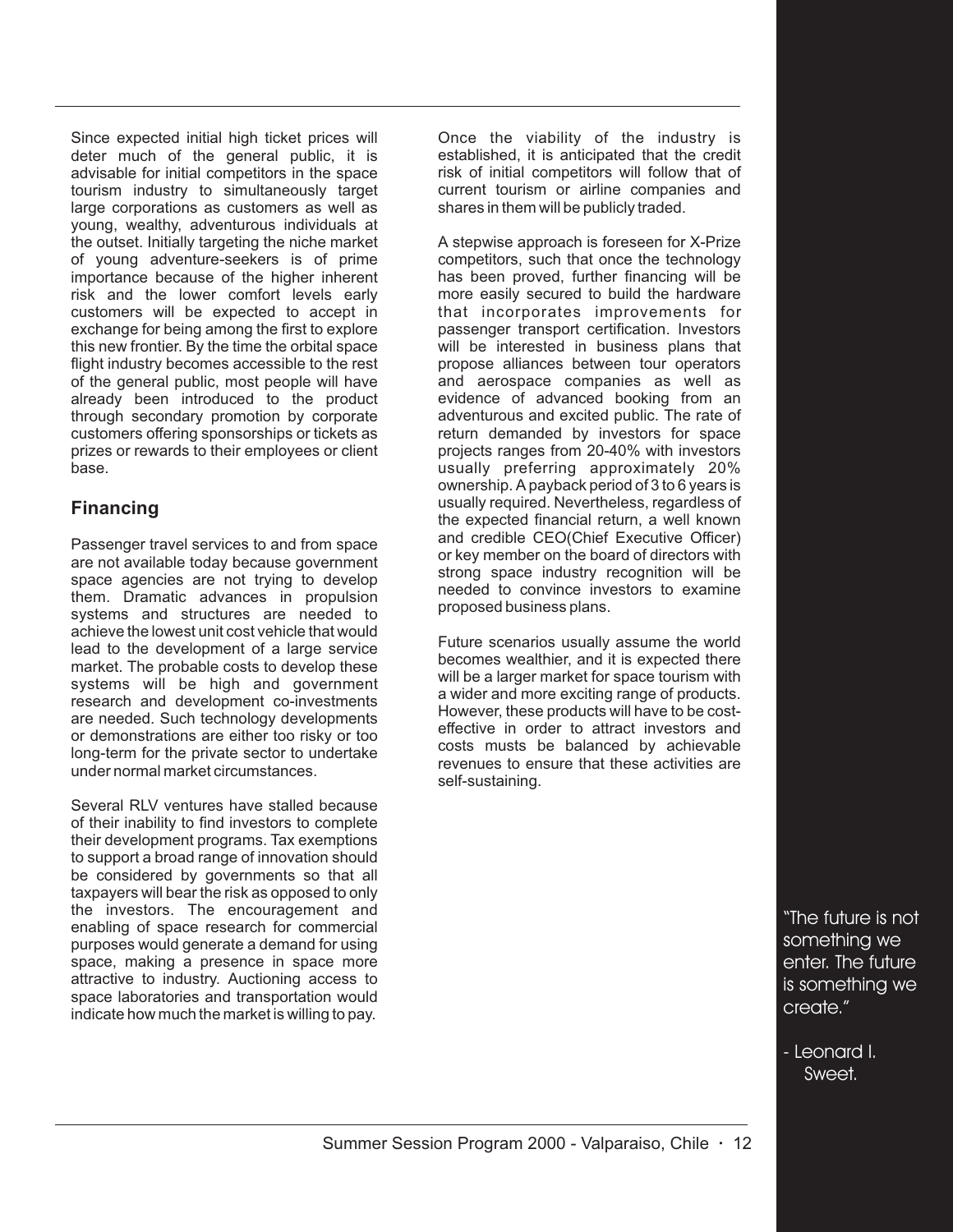Since expected initial high ticket prices will deter much of the general public, it is advisable for initial competitors in the space tourism industry to simultaneously target large corporations as customers as well as young, wealthy, adventurous individuals at the outset. Initially targeting the niche market of young adventure-seekers is of prime importance because of the higher inherent risk and the lower comfort levels early customers will be expected to accept in exchange for being among the first to explore this new frontier. By the time the orbital space flight industry becomes accessible to the rest of the general public, most people will have already been introduced to the product through secondary promotion by corporate customers offering sponsorships or tickets as prizes or rewards to their employees or client base.

## Financing

Passenger travel services to and from space are not available today because government space agencies are not trying to develop them. Dramatic advances in propulsion systems and structures are needed to achieve the lowest unit cost vehicle that would lead to the development of a large service market. The probable costs to develop these systems will be high and government research and development co-investments are needed. Such technology developments or demonstrations are either too risky or too long-term for the private sector to undertake under normal market circumstances.

Several RLV ventures have stalled because of their inability to find investors to complete their development programs. Tax exemptions to support a broad range of innovation should be considered by governments so that all taxpayers will bear the risk as opposed to only the investors. The encouragement and enabling of space research for commercial purposes would generate a demand for using space, making a presence in space more attractive to industry. Auctioning access to space laboratories and transportation would indicate how much the market is willing to pay.

Once the viability of the industry is established, it is anticipated that the credit risk of initial competitors will follow that of current tourism or airline companies and shares in them will be publicly traded.

A stepwise approach is foreseen for X-Prize competitors, such that once the technology has been proved, further financing will be more easily secured to build the hardware that incorporates improvements for passenger transport certification. Investors will be interested in business plans that propose alliances between tour operators and aerospace companies as well as evidence of advanced booking from an adventurous and excited public. The rate of return demanded by investors for space projects ranges from 20-40% with investors usually preferring approximately 20% ownership. A payback period of 3 to 6 years is usually required. Nevertheless, regardless of the expected financial return, a well known and credible CEO(Chief Executive Officer) or key member on the board of directors with strong space industry recognition will be needed to convince investors to examine proposed business plans.

Future scenarios usually assume the world becomes wealthier, and it is expected there will be a larger market for space tourism with a wider and more exciting range of products. However, these products will have to be cost-effective in order to attract investors and costs musts be balanced by achievable revenues to ensure that these activities are self-sustaining.

"The future is not something we enter. The future is something we create."

- Leonard I. Sweet.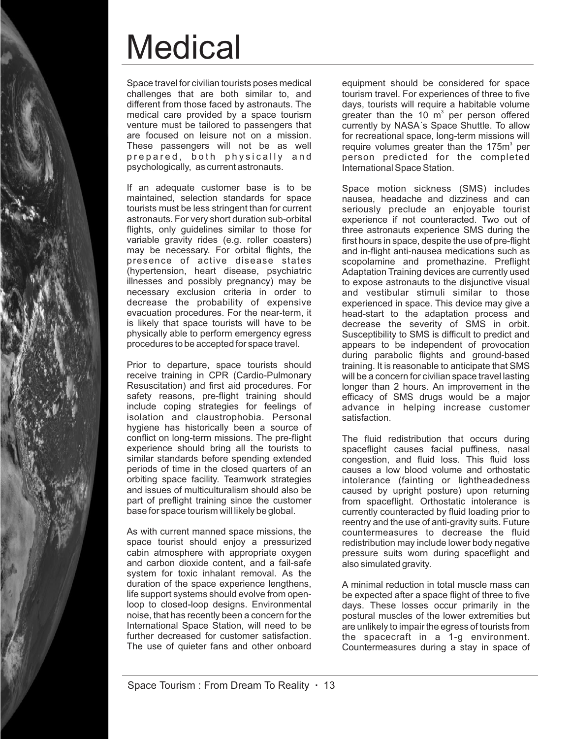# Medical

Space travel for civilian tourists poses medical challenges that are both similar to, and different from those faced by astronauts. The medical care provided by a space tourism venture must be tailored to passengers that are focused on leisure not on a mission. These passengers will not be as well prepared, both physically and psychologically, as current astronauts.

If an adequate customer base is to be maintained, selection standards for space tourists must be less stringent than for current astronauts. For very short duration sub-orbital flights, only guidelines similar to those for variable gravity rides (e.g. roller coasters) may be necessary. For orbital flights, the presence of active disease states (hypertension, heart disease, psychiatric illnesses and possibly pregnancy) may be necessary exclusion criteria in order to decrease the probability of expensive evacuation procedures. For the near-term, it is likely that space tourists will have to be physically able to perform emergency egress procedures to be accepted for space travel.

Prior to departure, space tourists should receive training in CPR (Cardio-Pulmonary Resuscitation) and first aid procedures. For safety reasons, pre-flight training should include coping strategies for feelings of isolation and claustrophobia. Personal hygiene has historically been a source of conflict on long-term missions. The pre-flight experience should bring all the tourists to similar standards before spending extended periods of time in the closed quarters of an orbiting space facility. Teamwork strategies and issues of multiculturalism should also be part of preflight training since the customer base for space tourism will likely be global.

As with current manned space missions, the space tourist should enjoy a pressurized cabin atmosphere with appropriate oxygen and carbon dioxide content, and a fail-safe system for toxic inhalant removal. As the duration of the space experience lengthens, life support systems should evolve from open-loop to closed-loop designs. Environmental noise, that has recently been a concern for the International Space Station, will need to be further decreased for customer satisfaction. The use of quieter fans and other onboard equipment should be considered for space tourism travel. For experiences of three to five days, tourists will require a habitable volume greater than the 10 $m^3$ per person offered currently by NASA´s Space Shuttle. To allow for recreational space, long-term missions will require volumes greater than the 175$m^3$ per person predicted for the completed International Space Station.

Space motion sickness (SMS) includes nausea, headache and dizziness and can seriously preclude an enjoyable tourist experience if not counteracted. Two out of three astronauts experience SMS during the first hours in space, despite the use of pre-flight and in-flight anti-nausea medications such as scopolamine and promethazine. Preflight Adaptation Training devices are currently used to expose astronauts to the disjunctive visual and vestibular stimuli similar to those experienced in space. This device may give a head-start to the adaptation process and decrease the severity of SMS in orbit. Susceptibility to SMS is difficult to predict and appears to be independent of provocation during parabolic flights and ground-based training. It is reasonable to anticipate that SMS will be a concern for civilian space travel lasting longer than 2 hours. An improvement in the efficacy of SMS drugs would be a major advance in helping increase customer satisfaction.

The fluid redistribution that occurs during spaceflight causes facial puffiness, nasal congestion, and fluid loss. This fluid loss causes a low blood volume and orthostatic intolerance (fainting or lightheadedness caused by upright posture) upon returning from spaceflight. Orthostatic intolerance is currently counteracted by fluid loading prior to reentry and the use of anti-gravity suits. Future countermeasures to decrease the fluid redistribution may include lower body negative pressure suits worn during spaceflight and also simulated gravity.

A minimal reduction in total muscle mass can be expected after a space flight of three to five days. These losses occur primarily in the postural muscles of the lower extremities but are unlikely to impair the egress of tourists from the spacecraft in a 1-g environment. Countermeasures during a stay in space of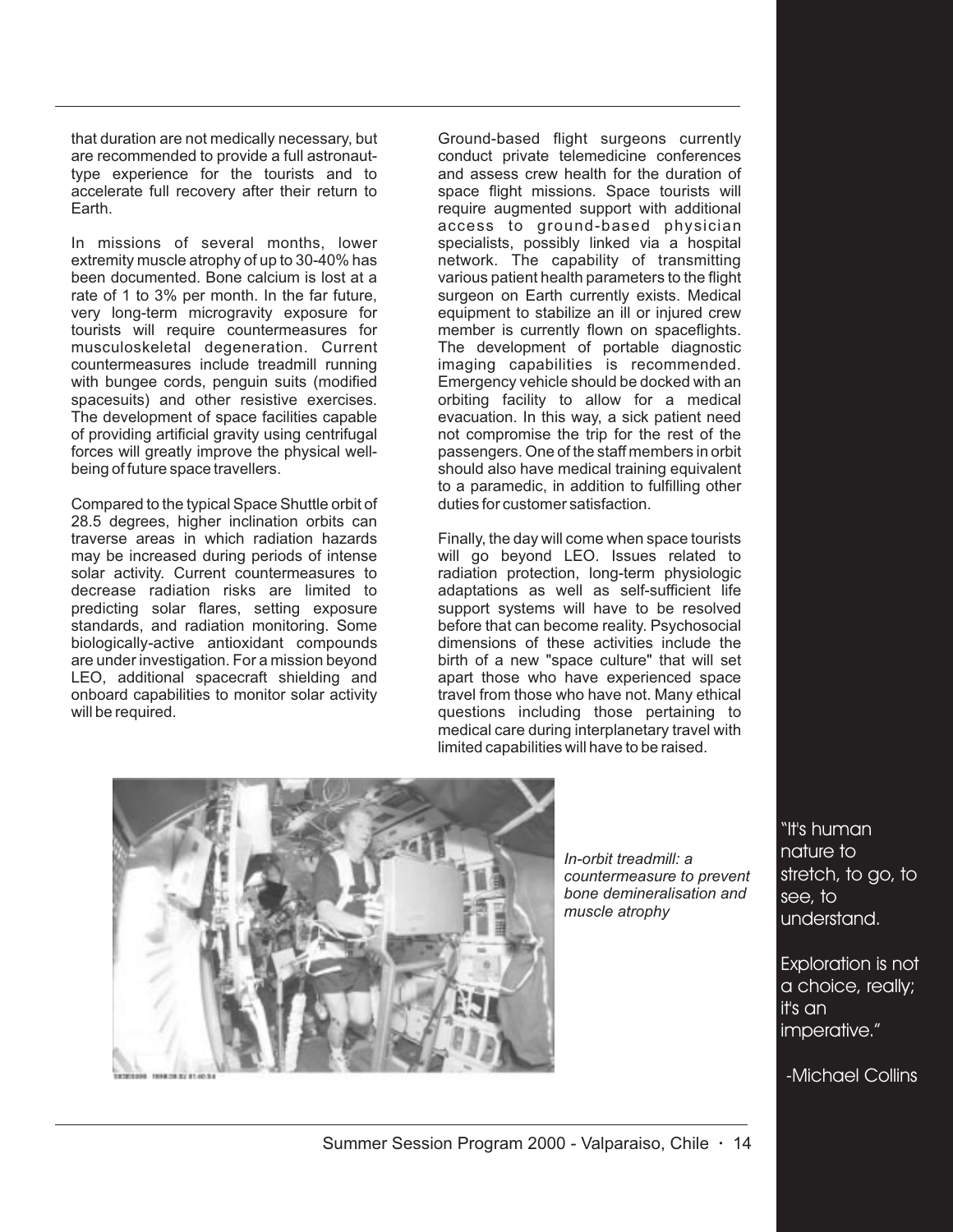that duration are not medically necessary, but are recommended to provide a full astronaut-type experience for the tourists and to accelerate full recovery after their return to Earth.

In missions of several months, lower extremity muscle atrophy of up to 30-40% has been documented. Bone calcium is lost at a rate of 1 to 3% per month. In the far future, very long-term microgravity exposure for tourists will require countermeasures for musculoskeletal degeneration. Current countermeasures include treadmill running with bungee cords, penguin suits (modified spacesuits) and other resistive exercises. The development of space facilities capable of providing artificial gravity using centrifugal forces will greatly improve the physical well-being of future space travellers.

Compared to the typical Space Shuttle orbit of 28.5 degrees, higher inclination orbits can traverse areas in which radiation hazards may be increased during periods of intense solar activity. Current countermeasures to decrease radiation risks are limited to predicting solar flares, setting exposure standards, and radiation monitoring. Some biologically-active antioxidant compounds are under investigation. For a mission beyond LEO, additional spacecraft shielding and onboard capabilities to monitor solar activity will be required.

Ground-based flight surgeons currently conduct private telemedicine conferences and assess crew health for the duration of space flight missions. Space tourists will require augmented support with additional access to ground-based physician specialists, possibly linked via a hospital network. The capability of transmitting various patient health parameters to the flight surgeon on Earth currently exists. Medical equipment to stabilize an ill or injured crew member is currently flown on spaceflights. The development of portable diagnostic imaging capabilities is recommended. Emergency vehicle should be docked with an orbiting facility to allow for a medical evacuation. In this way, a sick patient need not compromise the trip for the rest of the passengers. One of the staff members in orbit should also have medical training equivalent to a paramedic, in addition to fulfilling other duties for customer satisfaction.

Finally, the day will come when space tourists will go beyond LEO. Issues related to radiation protection, long-term physiologic adaptations as well as self-sufficient life support systems will have to be resolved before that can become reality. Psychosocial dimensions of these activities include the birth of a new "space culture" that will set apart those who have experienced space travel from those who have not. Many ethical questions including those pertaining to medical care during interplanetary travel with limited capabilities will have to be raised.

*In-orbit treadmill: a countermeasure to prevent bone demineralisation and muscle atrophy*

"It's human nature to stretch, to go, to see, to understand.

Exploration is not a choice, really; it's an imperative."

-Michael Collins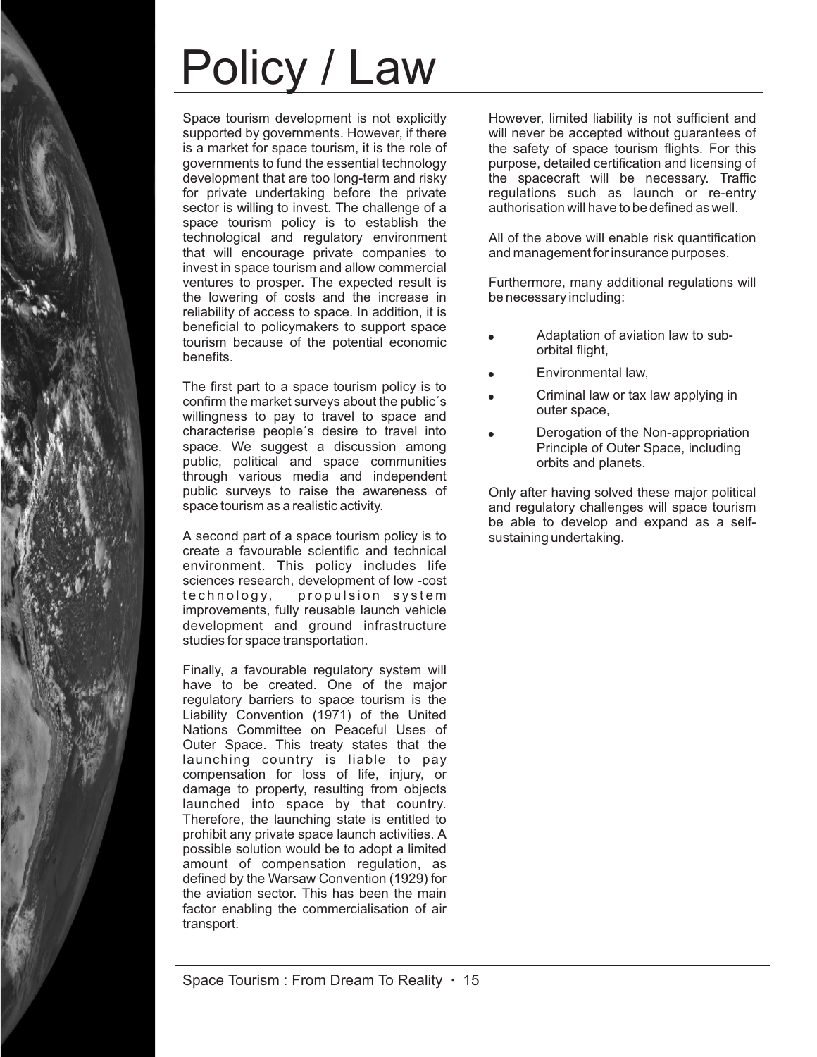# Policy / Law

Space tourism development is not explicitly supported by governments. However, if there is a market for space tourism, it is the role of governments to fund the essential technology development that are too long-term and risky for private undertaking before the private sector is willing to invest. The challenge of a space tourism policy is to establish the technological and regulatory environment that will encourage private companies to invest in space tourism and allow commercial ventures to prosper. The expected result is the lowering of costs and the increase in reliability of access to space. In addition, it is beneficial to policymakers to support space tourism because of the potential economic benefits.

The first part to a space tourism policy is to confirm the market surveys about the public´s willingness to pay to travel to space and characterise people´s desire to travel into space. We suggest a discussion among public, political and space communities through various media and independent public surveys to raise the awareness of space tourism as a realistic activity.

A second part of a space tourism policy is to create a favourable scientific and technical environment. This policy includes life sciences research, development of low -cost technology, propulsion system improvements, fully reusable launch vehicle development and ground infrastructure studies for space transportation.

Finally, a favourable regulatory system will have to be created. One of the major regulatory barriers to space tourism is the Liability Convention (1971) of the United Nations Committee on Peaceful Uses of Outer Space. This treaty states that the launching country is liable to pay compensation for loss of life, injury, or damage to property, resulting from objects launched into space by that country. Therefore, the launching state is entitled to prohibit any private space launch activities. A possible solution would be to adopt a limited amount of compensation regulation, as defined by the Warsaw Convention (1929) for the aviation sector. This has been the main factor enabling the commercialisation of air transport.

However, limited liability is not sufficient and will never be accepted without guarantees of the safety of space tourism flights. For this purpose, detailed certification and licensing of the spacecraft will be necessary. Traffic regulations such as launch or re-entry authorisation will have to be defined as well.

All of the above will enable risk quantification and management for insurance purposes.

Furthermore, many additional regulations will be necessary including:

- Adaptation of aviation law to sub-orbital flight,
- Environmental law,
- Criminal law or tax law applying in outer space,
- Derogation of the Non-appropriation Principle of Outer Space, including orbits and planets.

Only after having solved these major political and regulatory challenges will space tourism be able to develop and expand as a self-sustaining undertaking.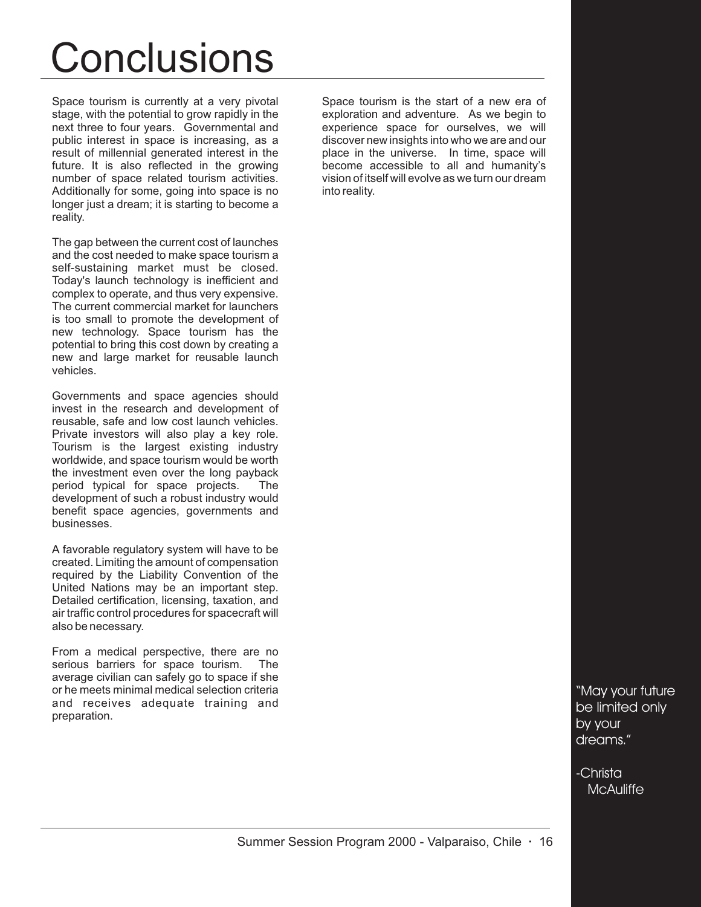# Conclusions

Space tourism is currently at a very pivotal stage, with the potential to grow rapidly in the next three to four years. Governmental and public interest in space is increasing, as a result of millennial generated interest in the future. It is also reflected in the growing number of space related tourism activities. Additionally for some, going into space is no longer just a dream; it is starting to become a reality.

The gap between the current cost of launches and the cost needed to make space tourism a self-sustaining market must be closed. Today's launch technology is inefficient and complex to operate, and thus very expensive. The current commercial market for launchers is too small to promote the development of new technology. Space tourism has the potential to bring this cost down by creating a new and large market for reusable launch vehicles.

Governments and space agencies should invest in the research and development of reusable, safe and low cost launch vehicles. Private investors will also play a key role. Tourism is the largest existing industry worldwide, and space tourism would be worth the investment even over the long payback period typical for space projects. The development of such a robust industry would benefit space agencies, governments and businesses.

A favorable regulatory system will have to be created. Limiting the amount of compensation required by the Liability Convention of the United Nations may be an important step. Detailed certification, licensing, taxation, and air traffic control procedures for spacecraft will also be necessary.

From a medical perspective, there are no serious barriers for space tourism. The average civilian can safely go to space if she or he meets minimal medical selection criteria and receives adequate training and preparation.

Space tourism is the start of a new era of exploration and adventure. As we begin to experience space for ourselves, we will discover new insights into who we are and our place in the universe. In time, space will become accessible to all and humanity's vision of itself will evolve as we turn our dream into reality.

"May your future be limited only by your dreams."

-Christa McAuliffe